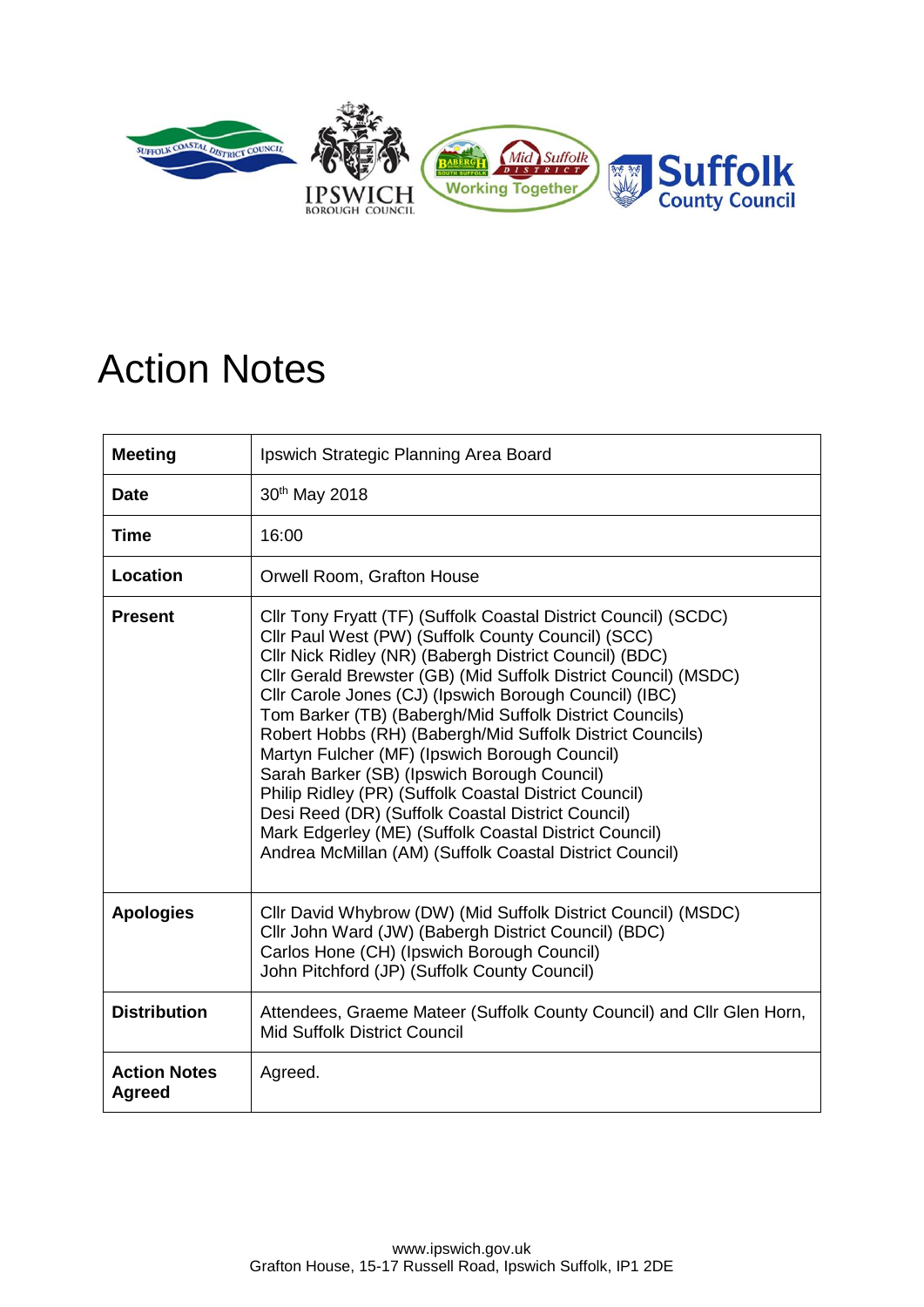# Action Notes

| | |
|---|---|
| **Meeting** | Ipswich Strategic Planning Area Board |
| **Date** | 30th May 2018 |
| **Time** | 16:00 |
| **Location** | Orwell Room, Grafton House |
| **Present** | Cllr Tony Fryatt (TF) (Suffolk Coastal District Council) (SCDC)<br>Cllr Paul West (PW) (Suffolk County Council) (SCC)<br>Cllr Nick Ridley (NR) (Babergh District Council) (BDC)<br>Cllr Gerald Brewster (GB) (Mid Suffolk District Council) (MSDC)<br>Cllr Carole Jones (CJ) (Ipswich Borough Council) (IBC)<br>Tom Barker (TB) (Babergh/Mid Suffolk District Councils)<br>Robert Hobbs (RH) (Babergh/Mid Suffolk District Councils)<br>Martyn Fulcher (MF) (Ipswich Borough Council)<br>Sarah Barker (SB) (Ipswich Borough Council)<br>Philip Ridley (PR) (Suffolk Coastal District Council)<br>Desi Reed (DR) (Suffolk Coastal District Council)<br>Mark Edgerley (ME) (Suffolk Coastal District Council)<br>Andrea McMillan (AM) (Suffolk Coastal District Council) |
| **Apologies** | Cllr David Whybrow (DW) (Mid Suffolk District Council) (MSDC)<br>Cllr John Ward (JW) (Babergh District Council) (BDC)<br>Carlos Hone (CH) (Ipswich Borough Council)<br>John Pitchford (JP) (Suffolk County Council) |
| **Distribution** | Attendees, Graeme Mateer (Suffolk County Council) and Cllr Glen Horn, Mid Suffolk District Council |
| **Action Notes Agreed** | Agreed. |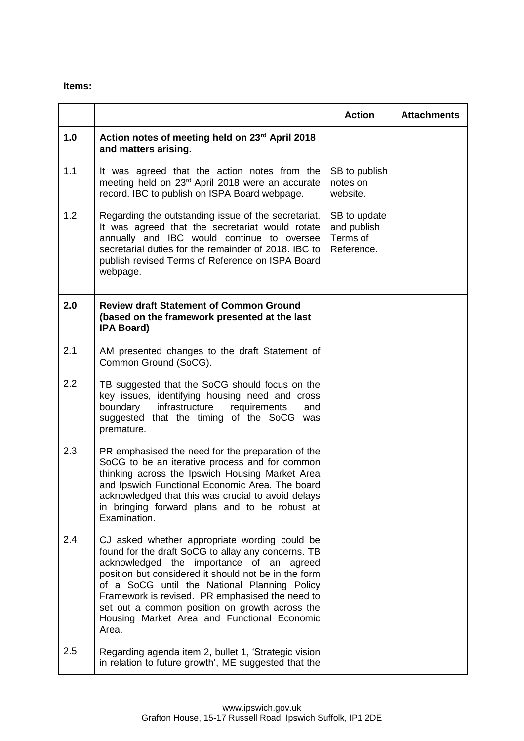**Items:**

| | | Action | Attachments |
|---|---|---|---|
| **1.0** | **Action notes of meeting held on 23rd April 2018 and matters arising.** | | |
| 1.1 | It was agreed that the action notes from the meeting held on 23rd April 2018 were an accurate record. IBC to publish on ISPA Board webpage. | SB to publish notes on website. | |
| 1.2 | Regarding the outstanding issue of the secretariat. It was agreed that the secretariat would rotate annually and IBC would continue to oversee secretarial duties for the remainder of 2018. IBC to publish revised Terms of Reference on ISPA Board webpage. | SB to update and publish Terms of Reference. | |
| **2.0** | **Review draft Statement of Common Ground (based on the framework presented at the last IPA Board)** | | |
| 2.1 | AM presented changes to the draft Statement of Common Ground (SoCG). | | |
| 2.2 | TB suggested that the SoCG should focus on the key issues, identifying housing need and cross boundary infrastructure requirements and suggested that the timing of the SoCG was premature. | | |
| 2.3 | PR emphasised the need for the preparation of the SoCG to be an iterative process and for common thinking across the Ipswich Housing Market Area and Ipswich Functional Economic Area. The board acknowledged that this was crucial to avoid delays in bringing forward plans and to be robust at Examination. | | |
| 2.4 | CJ asked whether appropriate wording could be found for the draft SoCG to allay any concerns. TB acknowledged the importance of an agreed position but considered it should not be in the form of a SoCG until the National Planning Policy Framework is revised. PR emphasised the need to set out a common position on growth across the Housing Market Area and Functional Economic Area. | | |
| 2.5 | Regarding agenda item 2, bullet 1, 'Strategic vision in relation to future growth', ME suggested that the | | |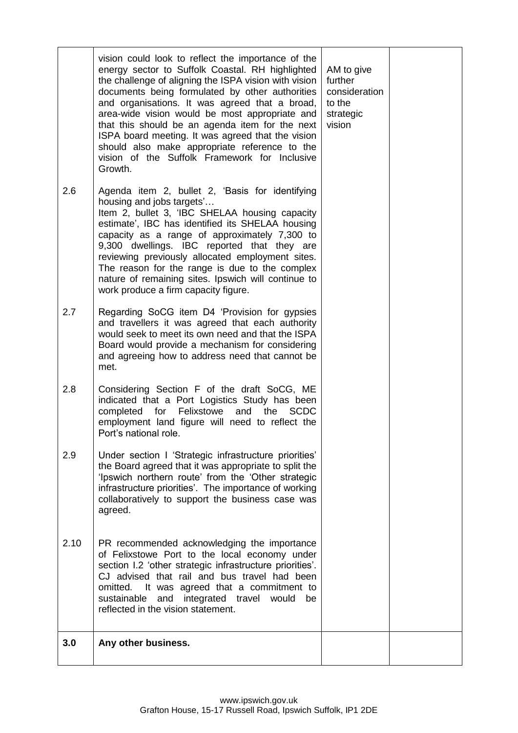|  |  |  |  |
|---|---|---|---|
|  | vision could look to reflect the importance of the energy sector to Suffolk Coastal. RH highlighted the challenge of aligning the ISPA vision with vision documents being formulated by other authorities and organisations. It was agreed that a broad, area-wide vision would be most appropriate and that this should be an agenda item for the next ISPA board meeting. It was agreed that the vision should also make appropriate reference to the vision of the Suffolk Framework for Inclusive Growth. | AM to give further consideration to the strategic vision |  |
| 2.6 | Agenda item 2, bullet 2, 'Basis for identifying housing and jobs targets'…<br>Item 2, bullet 3, 'IBC SHELAA housing capacity estimate', IBC has identified its SHELAA housing capacity as a range of approximately 7,300 to 9,300 dwellings. IBC reported that they are reviewing previously allocated employment sites. The reason for the range is due to the complex nature of remaining sites. Ipswich will continue to work produce a firm capacity figure. |  |  |
| 2.7 | Regarding SoCG item D4 'Provision for gypsies and travellers it was agreed that each authority would seek to meet its own need and that the ISPA Board would provide a mechanism for considering and agreeing how to address need that cannot be met. |  |  |
| 2.8 | Considering Section F of the draft SoCG, ME indicated that a Port Logistics Study has been completed for Felixstowe and the SCDC employment land figure will need to reflect the Port's national role. |  |  |
| 2.9 | Under section I 'Strategic infrastructure priorities' the Board agreed that it was appropriate to split the 'Ipswich northern route' from the 'Other strategic infrastructure priorities'. The importance of working collaboratively to support the business case was agreed. |  |  |
| 2.10 | PR recommended acknowledging the importance of Felixstowe Port to the local economy under section I.2 'other strategic infrastructure priorities'. CJ advised that rail and bus travel had been omitted. It was agreed that a commitment to sustainable and integrated travel would be reflected in the vision statement. |  |  |
| **3.0** | **Any other business.** |  |  |

www.ipswich.gov.uk
Grafton House, 15-17 Russell Road, Ipswich Suffolk, IP1 2DE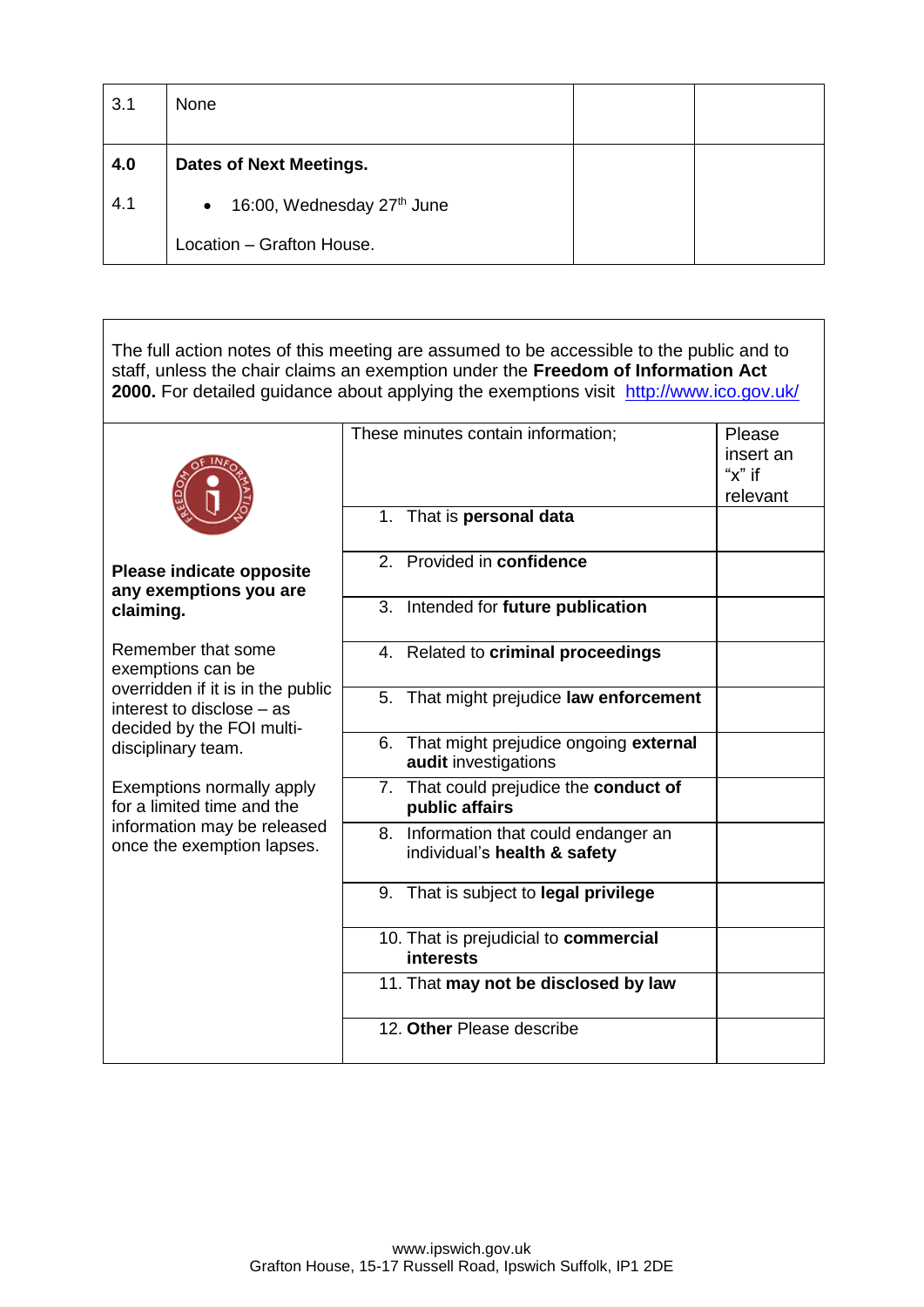| | | | |
|---|---|---|---|
| 3.1 | None | | |
| **4.0** | **Dates of Next Meetings.** | | |
| 4.1 | • 16:00, Wednesday 27th June<br><br>Location – Grafton House. | | |

The full action notes of this meeting are assumed to be accessible to the public and to staff, unless the chair claims an exemption under the **Freedom of Information Act 2000.** For detailed guidance about applying the exemptions visit http://www.ico.gov.uk/

| | These minutes contain information; | Please insert an "x" if relevant |
|---|---|---|
| **Please indicate opposite any exemptions you are claiming.**<br><br>Remember that some exemptions can be overridden if it is in the public interest to disclose – as decided by the FOI multi-disciplinary team.<br><br>Exemptions normally apply for a limited time and the information may be released once the exemption lapses. | 1. That is **personal data** | |
| | 2. Provided in **confidence** | |
| | 3. Intended for **future publication** | |
| | 4. Related to **criminal proceedings** | |
| | 5. That might prejudice **law enforcement** | |
| | 6. That might prejudice ongoing **external audit** investigations | |
| | 7. That could prejudice the **conduct of public affairs** | |
| | 8. Information that could endanger an individual's **health & safety** | |
| | 9. That is subject to **legal privilege** | |
| | 10. That is prejudicial to **commercial interests** | |
| | 11. That **may not be disclosed by law** | |
| | 12. **Other** Please describe | |